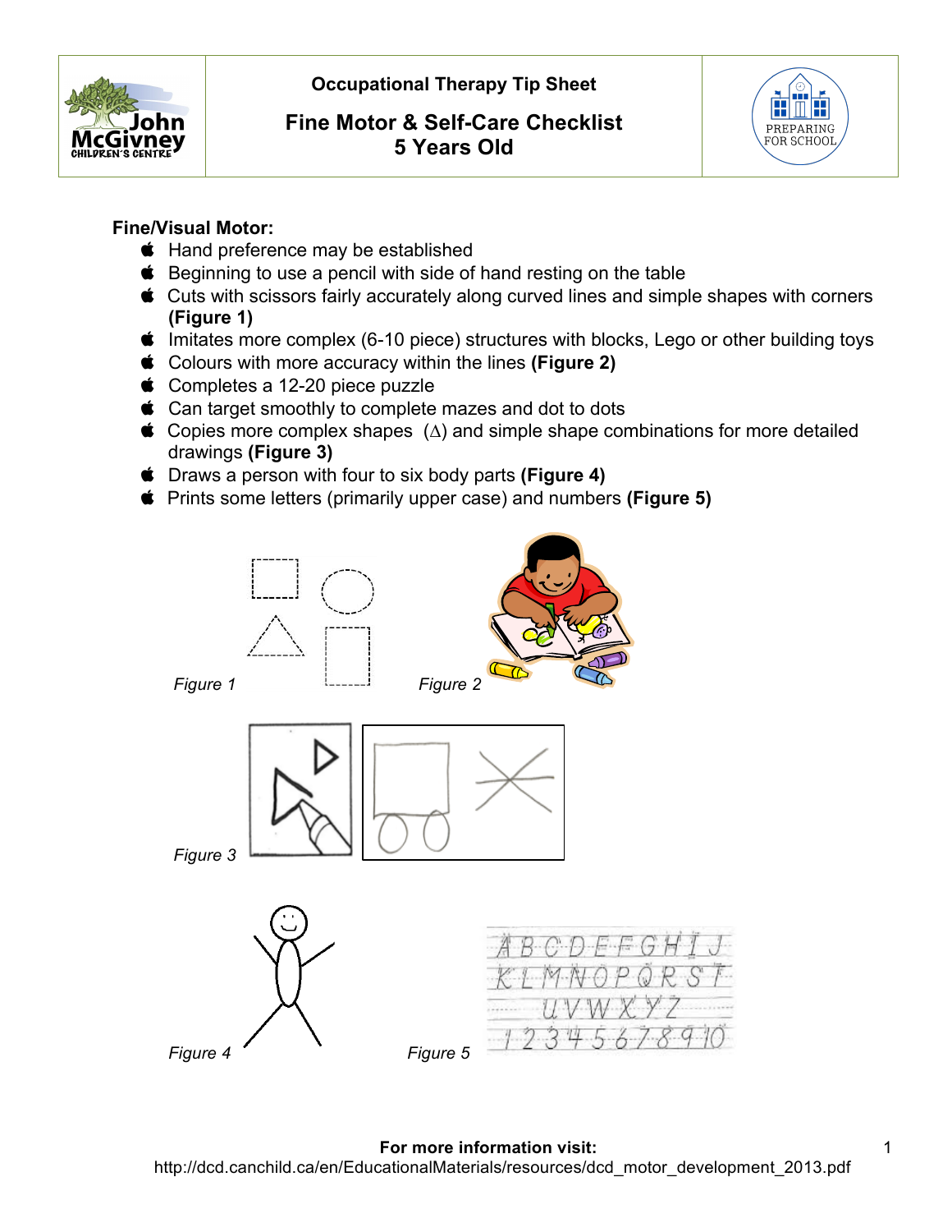# Occupational Therapy Tip Sheet

## Fine Motor & Self-Care Checklist
## 5 Years Old

**Fine/Visual Motor:**

- Hand preference may be established
- Beginning to use a pencil with side of hand resting on the table
- Cuts with scissors fairly accurately along curved lines and simple shapes with corners **(Figure 1)**
- Imitates more complex (6-10 piece) structures with blocks, Lego or other building toys
- Colours with more accuracy within the lines **(Figure 2)**
- Completes a 12-20 piece puzzle
- Can target smoothly to complete mazes and dot to dots
- Copies more complex shapes (∆) and simple shape combinations for more detailed drawings **(Figure 3)**
- Draws a person with four to six body parts **(Figure 4)**
- Prints some letters (primarily upper case) and numbers **(Figure 5)**

*Figure 1*

*Figure 2*

*Figure 3*

*Figure 4*

*Figure 5*

**For more information visit:**
http://dcd.canchild.ca/en/EducationalMaterials/resources/dcd_motor_development_2013.pdf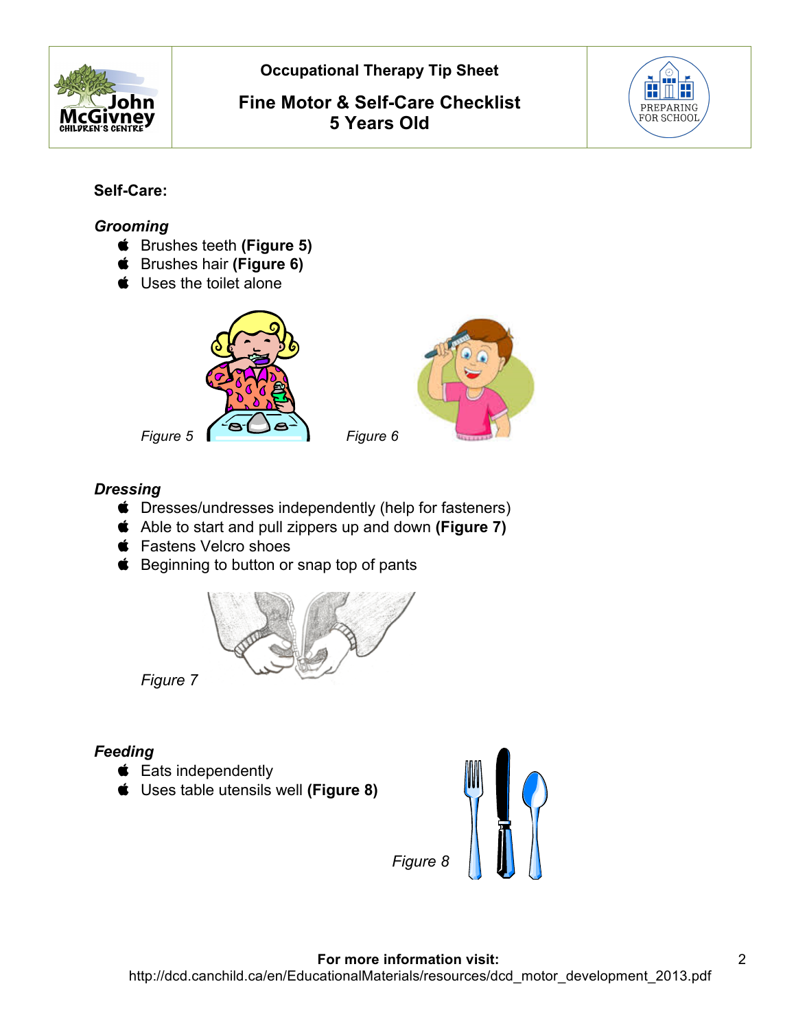**Self-Care:**

***Grooming***

- Brushes teeth **(Figure 5)**
- Brushes hair **(Figure 6)**
- Uses the toilet alone

*Figure 5*

*Figure 6*

***Dressing***

- Dresses/undresses independently (help for fasteners)
- Able to start and pull zippers up and down **(Figure 7)**
- Fastens Velcro shoes
- Beginning to button or snap top of pants

*Figure 7*

***Feeding***

- Eats independently
- Uses table utensils well **(Figure 8)**

*Figure 8*

**For more information visit:**
http://dcd.canchild.ca/en/EducationalMaterials/resources/dcd_motor_development_2013.pdf